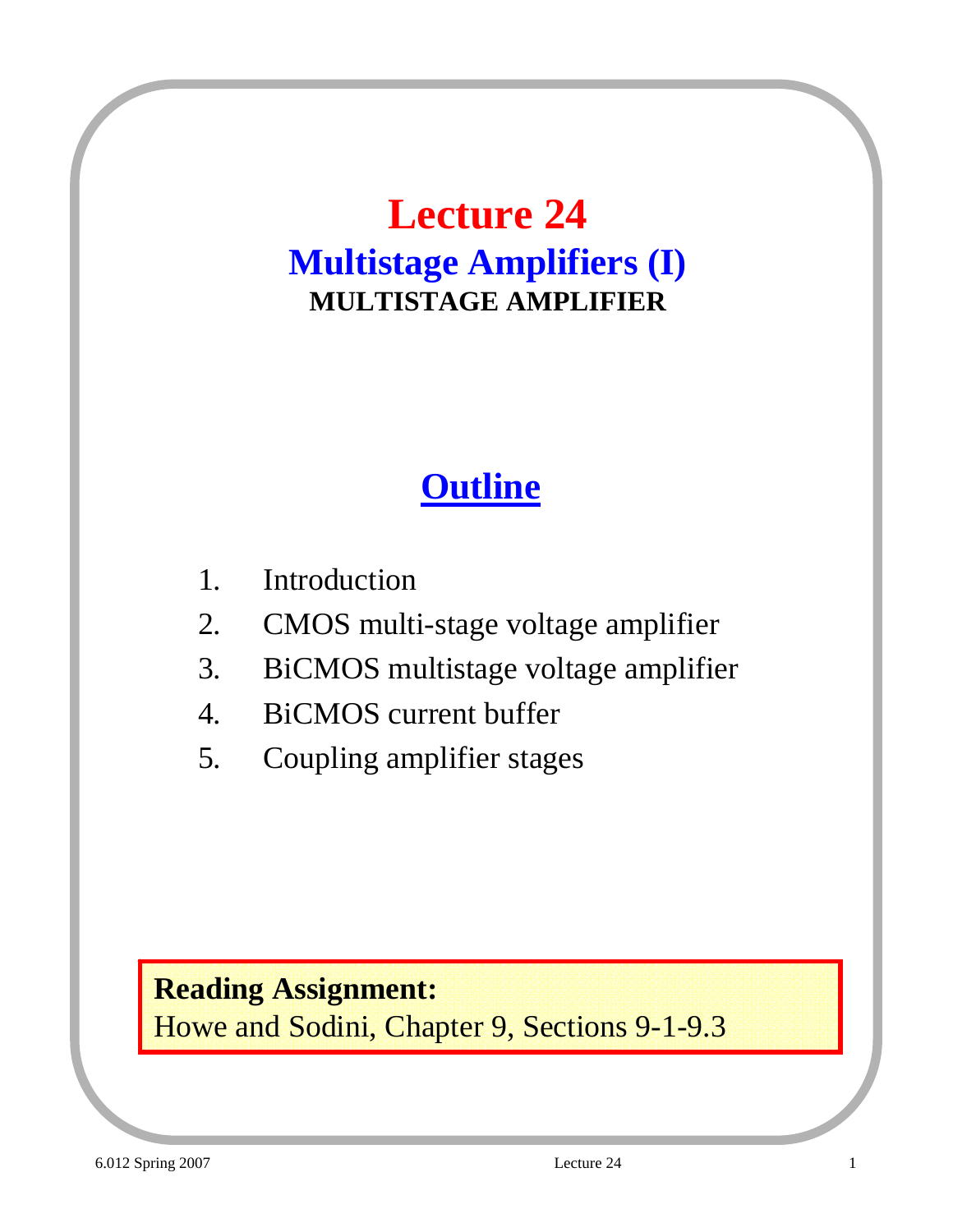# Lecture 24

## Multistage Amplifiers (I)

### MULTISTAGE AMPLIFIER

## Outline

1. Introduction
2. CMOS multi-stage voltage amplifier
3. BiCMOS multistage voltage amplifier
4. BiCMOS current buffer
5. Coupling amplifier stages

**Reading Assignment:**
Howe and Sodini, Chapter 9, Sections 9-1-9.3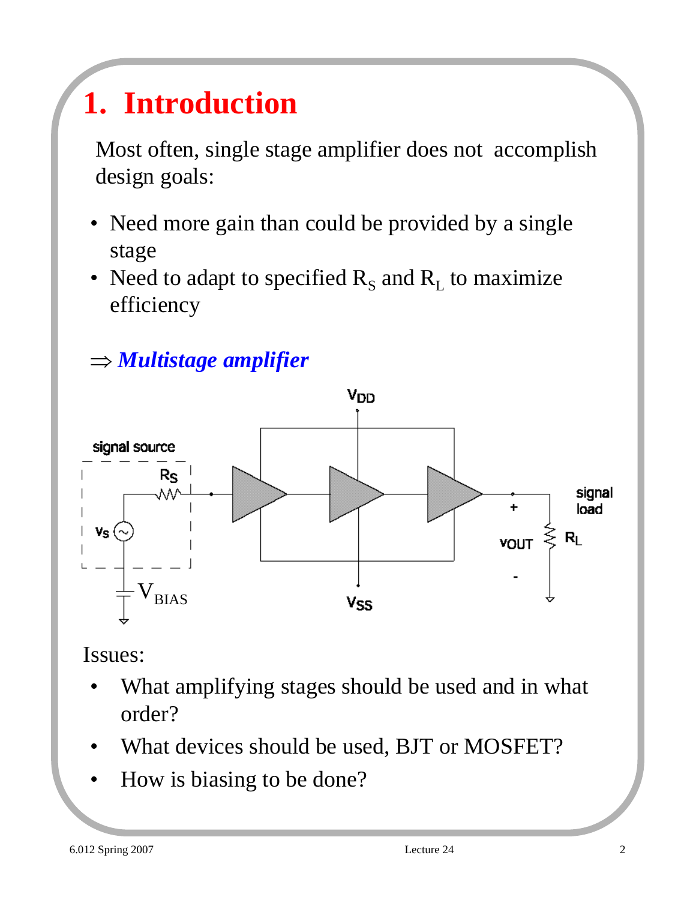# 1. Introduction

Most often, single stage amplifier does not accomplish design goals:

- Need more gain than could be provided by a single stage
- Need to adapt to specified $R_S$ and $R_L$ to maximize efficiency

$\Rightarrow$ ***Multistage amplifier***

Issues:

- What amplifying stages should be used and in what order?
- What devices should be used, BJT or MOSFET?
- How is biasing to be done?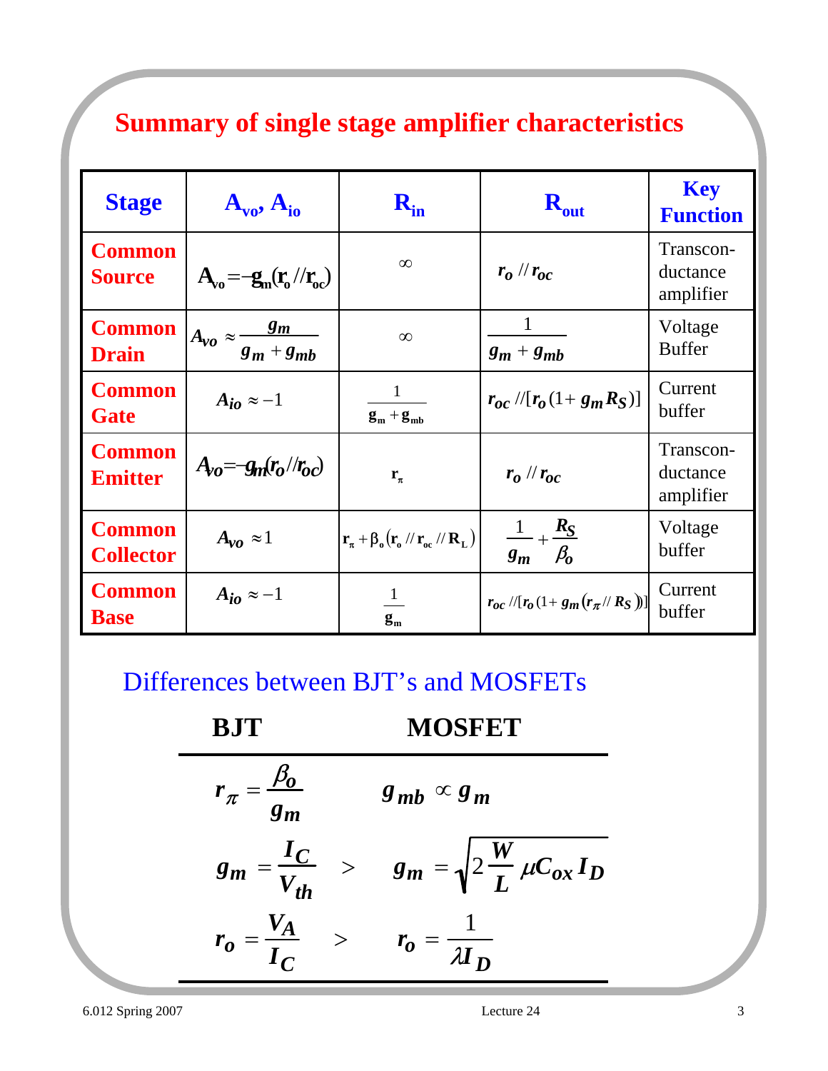# Summary of single stage amplifier characteristics

| Stage | $A_{vo}$, $A_{io}$ | $R_{in}$ | $R_{out}$ | Key Function |
|---|---|---|---|---|
| **Common Source** | $A_{vo} = -g_m (r_o // r_{oc})$ | $\infty$ | $r_o // r_{oc}$ | Transconductance amplifier |
| **Common Drain** | $A_{vo} \approx \dfrac{g_m}{g_m + g_{mb}}$ | $\infty$ | $\dfrac{1}{g_m + g_{mb}}$ | Voltage Buffer |
| **Common Gate** | $A_{io} \approx -1$ | $\dfrac{1}{g_m + g_{mb}}$ | $r_{oc} // [r_o (1 + g_m R_S)]$ | Current buffer |
| **Common Emitter** | $A_{vo} = -g_m (r_o // r_{oc})$ | $r_\pi$ | $r_o // r_{oc}$ | Transconductance amplifier |
| **Common Collector** | $A_{vo} \approx 1$ | $r_\pi + \beta_o (r_o // r_{oc} // R_L)$ | $\dfrac{1}{g_m} + \dfrac{R_S}{\beta_o}$ | Voltage buffer |
| **Common Base** | $A_{io} \approx -1$ | $\dfrac{1}{g_m}$ | $r_{oc} // [r_o (1 + g_m (r_\pi // R_S))]$ | Current buffer |

## Differences between BJT's and MOSFETs

| BJT | | MOSFET |
|---|---|---|
| $r_\pi = \dfrac{\beta_o}{g_m}$ | | $g_{mb} \propto g_m$ |
| $g_m = \dfrac{I_C}{V_{th}}$ | $>$ | $g_m = \sqrt{2 \dfrac{W}{L} \mu C_{ox} I_D}$ |
| $r_o = \dfrac{V_A}{I_C}$ | $>$ | $r_o = \dfrac{1}{\lambda I_D}$ |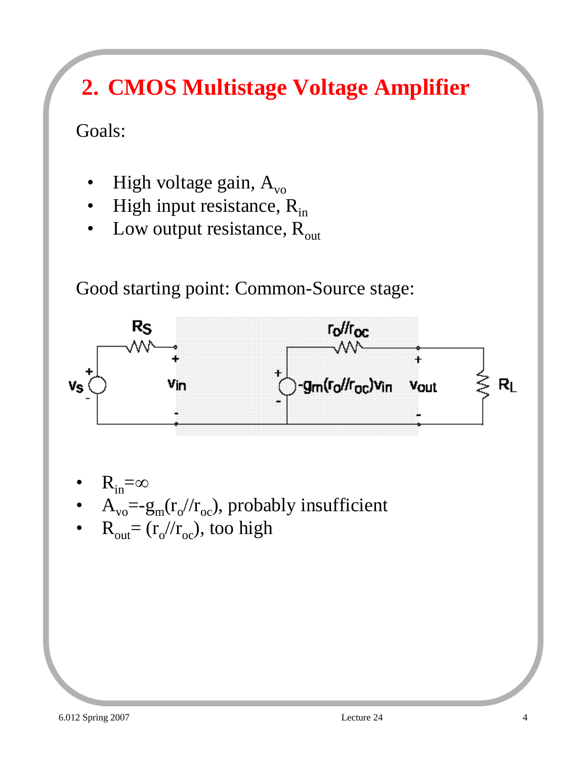## 2. CMOS Multistage Voltage Amplifier

Goals:

- High voltage gain, $A_{vo}$
- High input resistance, $R_{in}$
- Low output resistance, $R_{out}$

Good starting point: Common-Source stage:

- $R_{in}=\infty$
- $A_{vo}=-g_m(r_o//r_{oc})$, probably insufficient
- $R_{out}= (r_o//r_{oc})$, too high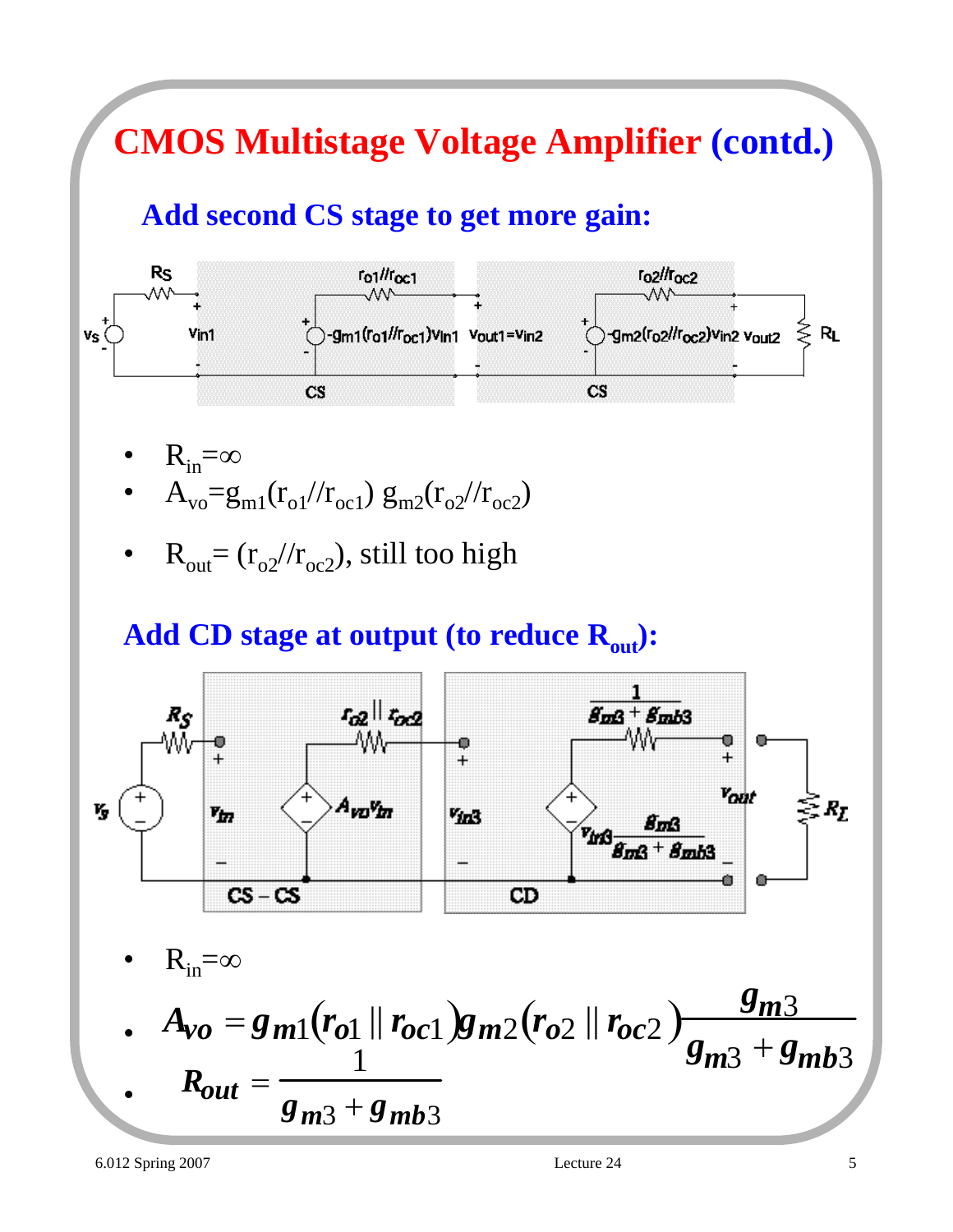# CMOS Multistage Voltage Amplifier (contd.)

## Add second CS stage to get more gain:

- $R_{in}=\infty$
- $A_{vo}=g_{m1}(r_{o1}//r_{oc1})\, g_{m2}(r_{o2}//r_{oc2})$
- $R_{out}=(r_{o2}//r_{oc2})$, still too high

## Add CD stage at output (to reduce $R_{out}$):

- $R_{in}=\infty$
- $A_{vo} = g_{m1}(r_{o1} \,||\, r_{oc1})\, g_{m2}(r_{o2} \,||\, r_{oc2})\dfrac{g_{m3}}{g_{m3}+g_{mb3}}$
- $R_{out} = \dfrac{1}{g_{m3}+g_{mb3}}$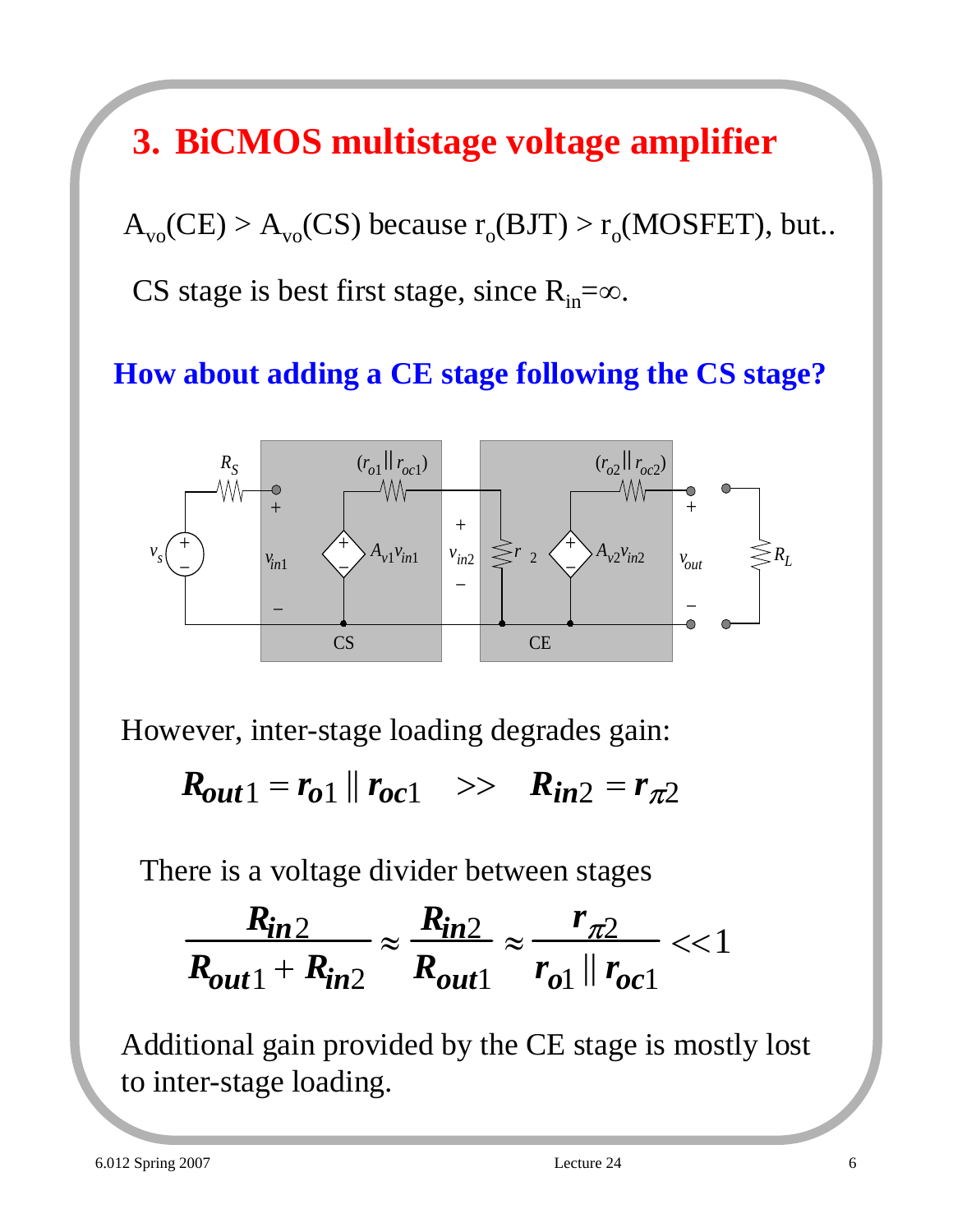# 3. BiCMOS multistage voltage amplifier

$A_{vo}$(CE) > $A_{vo}$(CS) because $r_o$(BJT) > $r_o$(MOSFET), but..

CS stage is best first stage, since $R_{in}=\infty$.

**How about adding a CE stage following the CS stage?**

However, inter-stage loading degrades gain:

$$R_{out1} = r_{o1} \,\|\, r_{oc1} \quad >> \quad R_{in2} = r_{\pi 2}$$

There is a voltage divider between stages

$$\frac{R_{in2}}{R_{out1} + R_{in2}} \approx \frac{R_{in2}}{R_{out1}} \approx \frac{r_{\pi 2}}{r_{o1} \,\|\, r_{oc1}} << 1$$

Additional gain provided by the CE stage is mostly lost to inter-stage loading.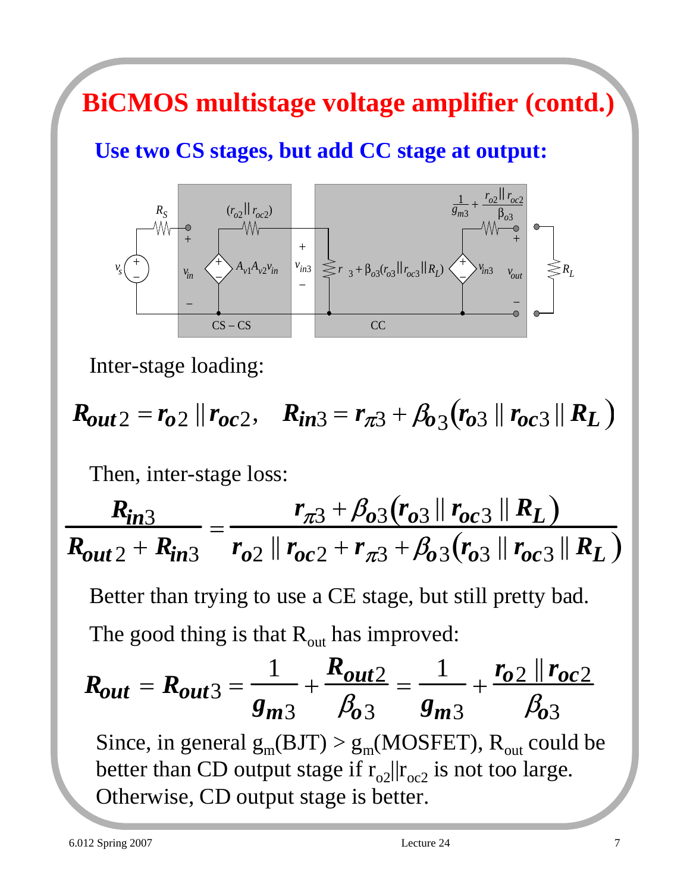# BiCMOS multistage voltage amplifier (contd.)

## Use two CS stages, but add CC stage at output:

Inter-stage loading:

$$R_{out2} = r_{o2} \| r_{oc2}, \quad R_{in3} = r_{\pi 3} + \beta_{o3}\left(r_{o3} \| r_{oc3} \| R_L\right)$$

Then, inter-stage loss:

$$\frac{R_{in3}}{R_{out2} + R_{in3}} = \frac{r_{\pi 3} + \beta_{o3}\left(r_{o3} \| r_{oc3} \| R_L\right)}{r_{o2} \| r_{oc2} + r_{\pi 3} + \beta_{o3}\left(r_{o3} \| r_{oc3} \| R_L\right)}$$

Better than trying to use a CE stage, but still pretty bad.

The good thing is that $R_{out}$ has improved:

$$R_{out} = R_{out3} = \frac{1}{g_{m3}} + \frac{R_{out2}}{\beta_{o3}} = \frac{1}{g_{m3}} + \frac{r_{o2} \| r_{oc2}}{\beta_{o3}}$$

Since, in general $g_m$(BJT) > $g_m$(MOSFET), $R_{out}$ could be better than CD output stage if $r_{o2} \| r_{oc2}$ is not too large. Otherwise, CD output stage is better.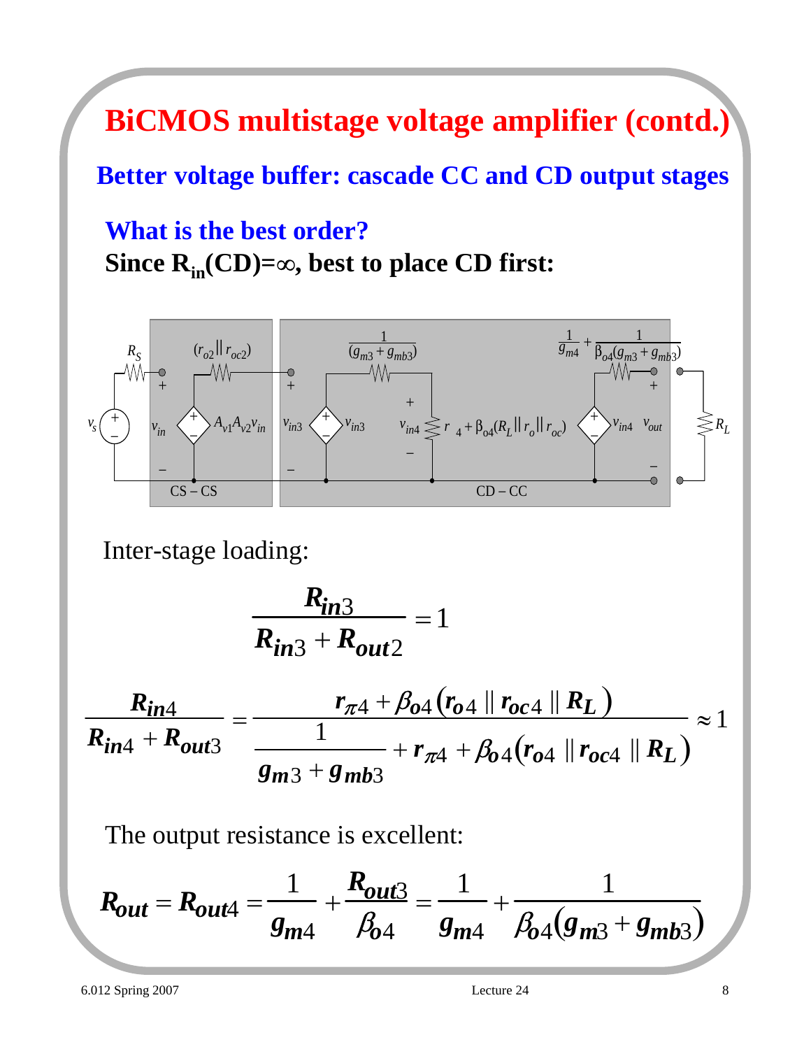# BiCMOS multistage voltage amplifier (contd.)

## Better voltage buffer: cascade CC and CD output stages

### What is the best order?

**Since $R_{in}(CD)=\infty$, best to place CD first:**

Inter-stage loading:

$$\frac{R_{in3}}{R_{in3}+R_{out2}}=1$$

$$\frac{R_{in4}}{R_{in4}+R_{out3}}=\frac{r_{\pi 4}+\beta_{o4}\left(r_{o4}\,\|\,r_{oc4}\,\|\,R_L\right)}{\dfrac{1}{g_{m3}+g_{mb3}}+r_{\pi 4}+\beta_{o4}\left(r_{o4}\,\|\,r_{oc4}\,\|\,R_L\right)}\approx 1$$

The output resistance is excellent:

$$R_{out}=R_{out4}=\frac{1}{g_{m4}}+\frac{R_{out3}}{\beta_{o4}}=\frac{1}{g_{m4}}+\frac{1}{\beta_{o4}\left(g_{m3}+g_{mb3}\right)}$$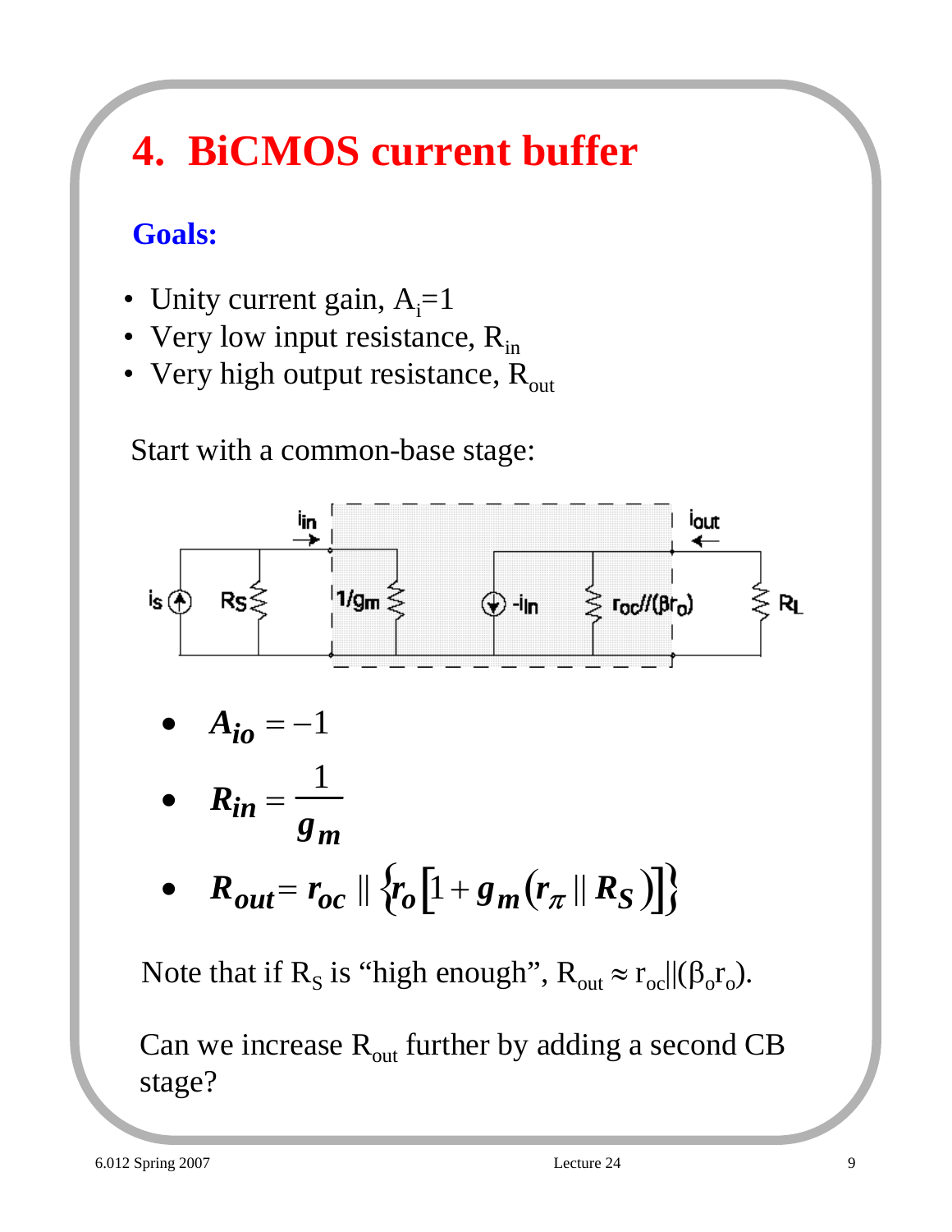# 4. BiCMOS current buffer

**Goals:**

- Unity current gain, $A_i$=1
- Very low input resistance, $R_{in}$
- Very high output resistance, $R_{out}$

Start with a common-base stage:

- $A_{io} = -1$
- $R_{in} = \dfrac{1}{g_m}$
- $R_{out} = r_{oc} \,\|\, \{ r_o [1 + g_m (r_\pi \,\|\, R_S)] \}$

Note that if $R_S$ is "high enough", $R_{out} \approx r_{oc} \| (\beta_o r_o)$.

Can we increase $R_{out}$ further by adding a second CB stage?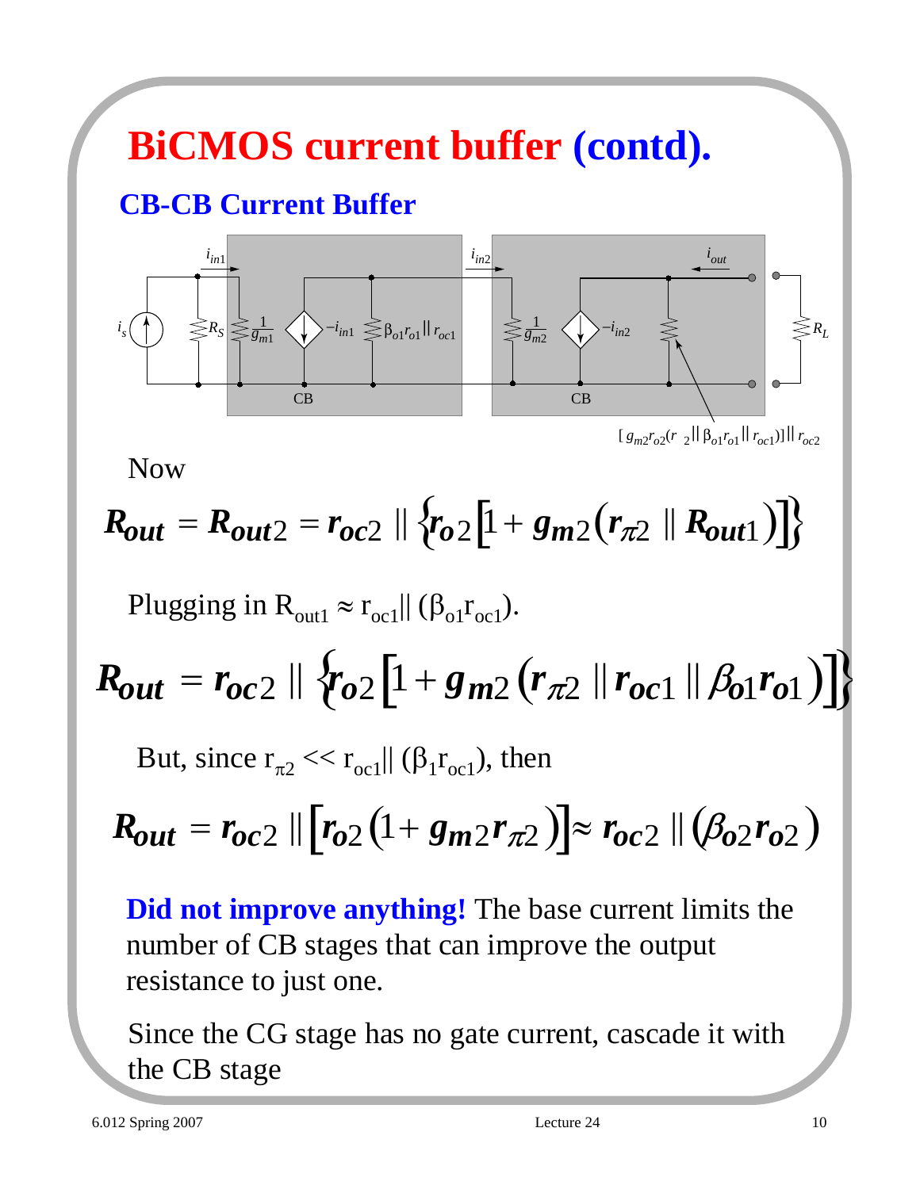# BiCMOS current buffer (contd).

## CB-CB Current Buffer

Now

$$R_{out} = R_{out2} = r_{oc2} \parallel \left\{ r_{o2} \left[ 1 + g_{m2} \left( r_{\pi 2} \parallel R_{out1} \right) \right] \right\}$$

Plugging in $R_{out1} \approx r_{oc1} \parallel (\beta_{o1} r_{oc1})$.

$$R_{out} = r_{oc2} \parallel \left\{ r_{o2} \left[ 1 + g_{m2} \left( r_{\pi 2} \parallel r_{oc1} \parallel \beta_{o1} r_{o1} \right) \right] \right\}$$

But, since $r_{\pi 2} << r_{oc1} \parallel (\beta_1 r_{oc1})$, then

$$R_{out} = r_{oc2} \parallel \left[ r_{o2} \left( 1 + g_{m2} r_{\pi 2} \right) \right] \approx r_{oc2} \parallel \left( \beta_{o2} r_{o2} \right)$$

**Did not improve anything!** The base current limits the number of CB stages that can improve the output resistance to just one.

Since the CG stage has no gate current, cascade it with the CB stage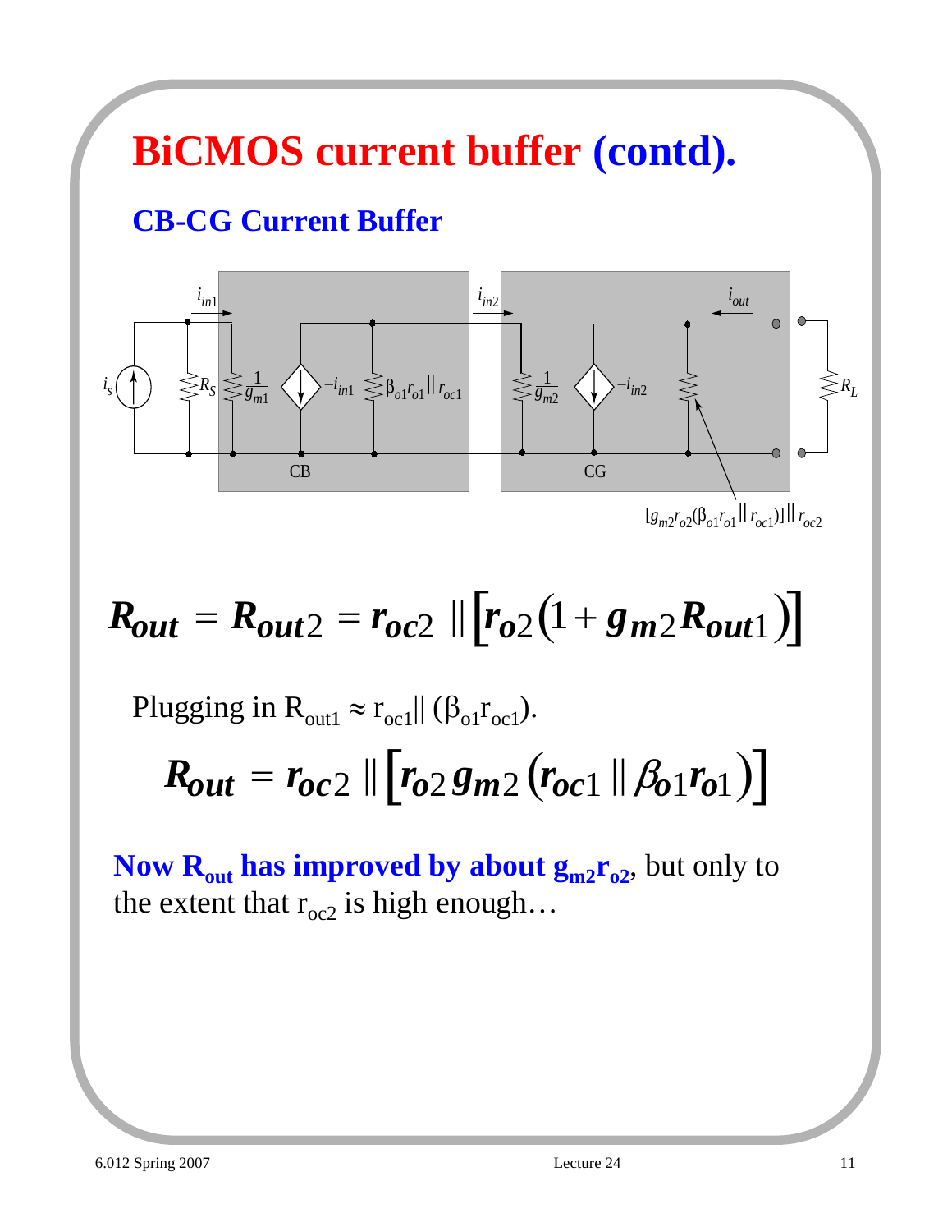# BiCMOS current buffer (contd).

## CB-CG Current Buffer

$$R_{out} = R_{out2} = r_{oc2} \parallel \left[ r_{o2} \left( 1 + g_{m2} R_{out1} \right) \right]$$

Plugging in $R_{out1} \approx r_{oc1} \parallel (\beta_{o1} r_{oc1})$.

$$R_{out} = r_{oc2} \parallel \left[ r_{o2} g_{m2} \left( r_{oc1} \parallel \beta_{o1} r_{o1} \right) \right]$$

**Now $R_{out}$ has improved by about $g_{m2} r_{o2}$**, but only to the extent that $r_{oc2}$ is high enough…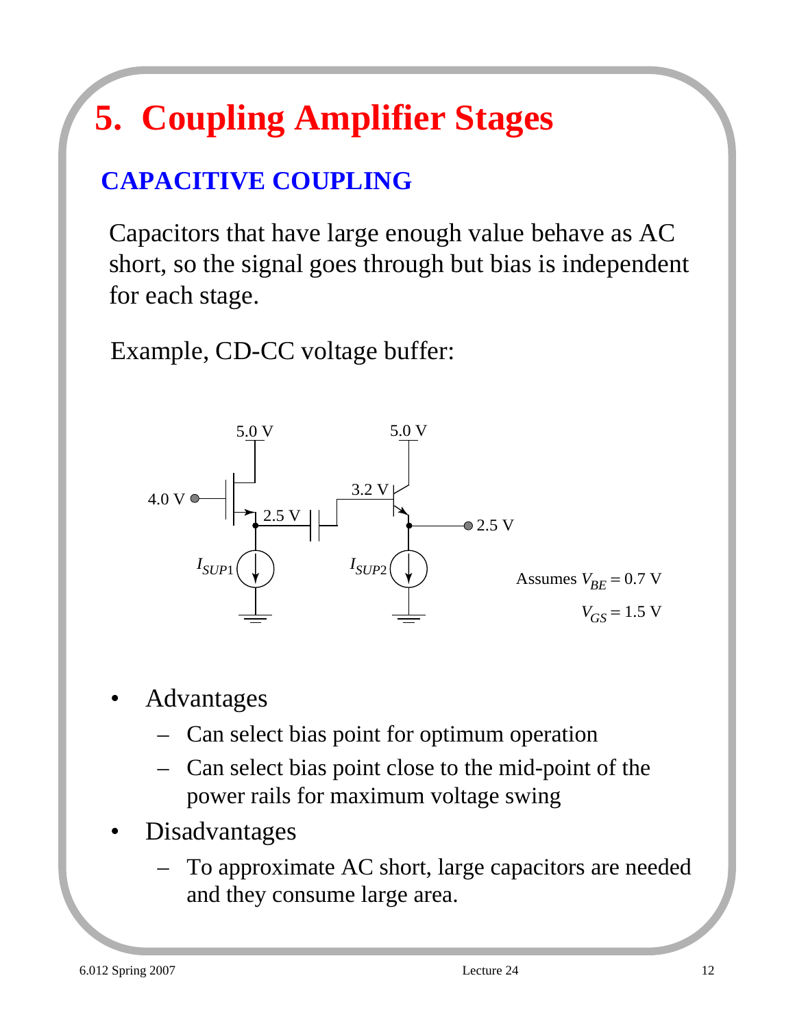# 5. Coupling Amplifier Stages

## CAPACITIVE COUPLING

Capacitors that have large enough value behave as AC short, so the signal goes through but bias is independent for each stage.

Example, CD-CC voltage buffer:

Assumes $V_{BE} = 0.7$ V

$V_{GS} = 1.5$ V

- Advantages
  - Can select bias point for optimum operation
  - Can select bias point close to the mid-point of the power rails for maximum voltage swing
- Disadvantages
  - To approximate AC short, large capacitors are needed and they consume large area.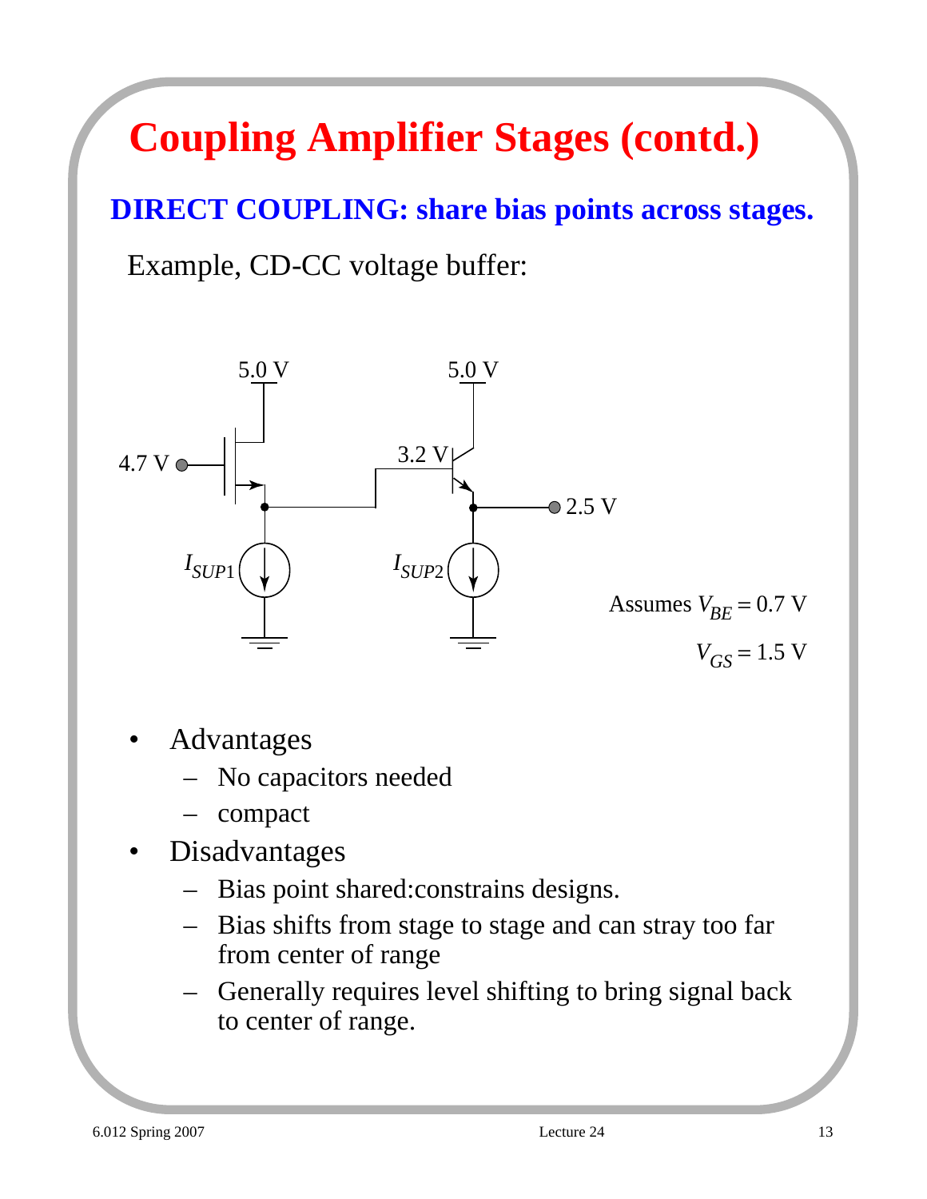# Coupling Amplifier Stages (contd.)

## DIRECT COUPLING: share bias points across stages.

Example, CD-CC voltage buffer:

Assumes $V_{BE} = 0.7$ V

$V_{GS} = 1.5$ V

- Advantages
  - No capacitors needed
  - compact
- Disadvantages
  - Bias point shared:constrains designs.
  - Bias shifts from stage to stage and can stray too far from center of range
  - Generally requires level shifting to bring signal back to center of range.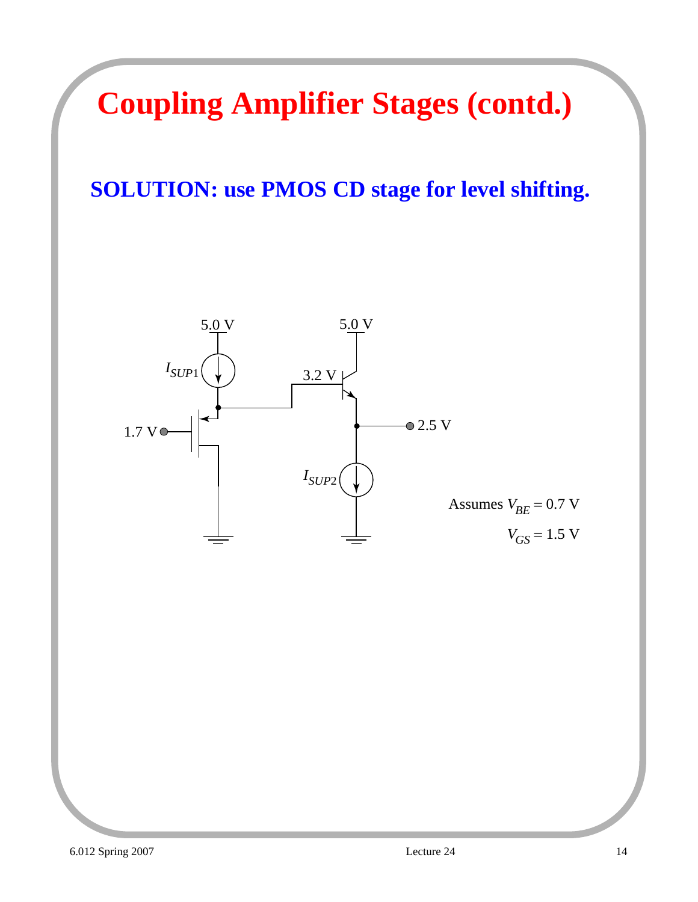# Coupling Amplifier Stages (contd.)

## SOLUTION: use PMOS CD stage for level shifting.

5.0 V

5.0 V

$I_{SUP1}$

3.2 V

1.7 V

2.5 V

$I_{SUP2}$

Assumes $V_{BE} = 0.7$ V

$V_{GS} = 1.5$ V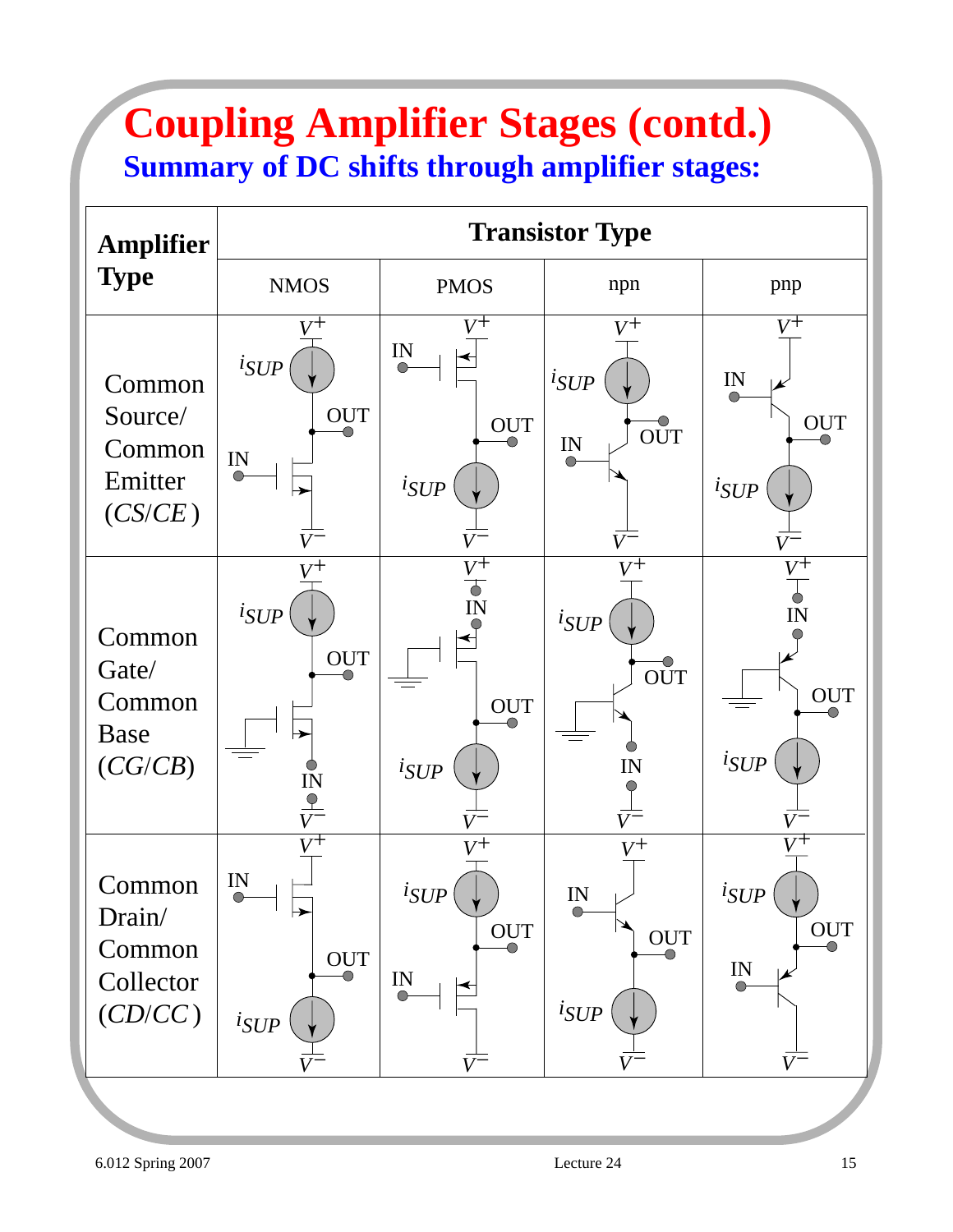# Coupling Amplifier Stages (contd.)

## Summary of DC shifts through amplifier stages:

| Amplifier Type | Transistor Type | | | |
|---|---|---|---|---|
| | NMOS | PMOS | npn | pnp |
| Common Source/ Common Emitter ($CS/CE$) | | | | |
| Common Gate/ Common Base ($CG/CB$) | | | | |
| Common Drain/ Common Collector ($CD/CC$) | | | | |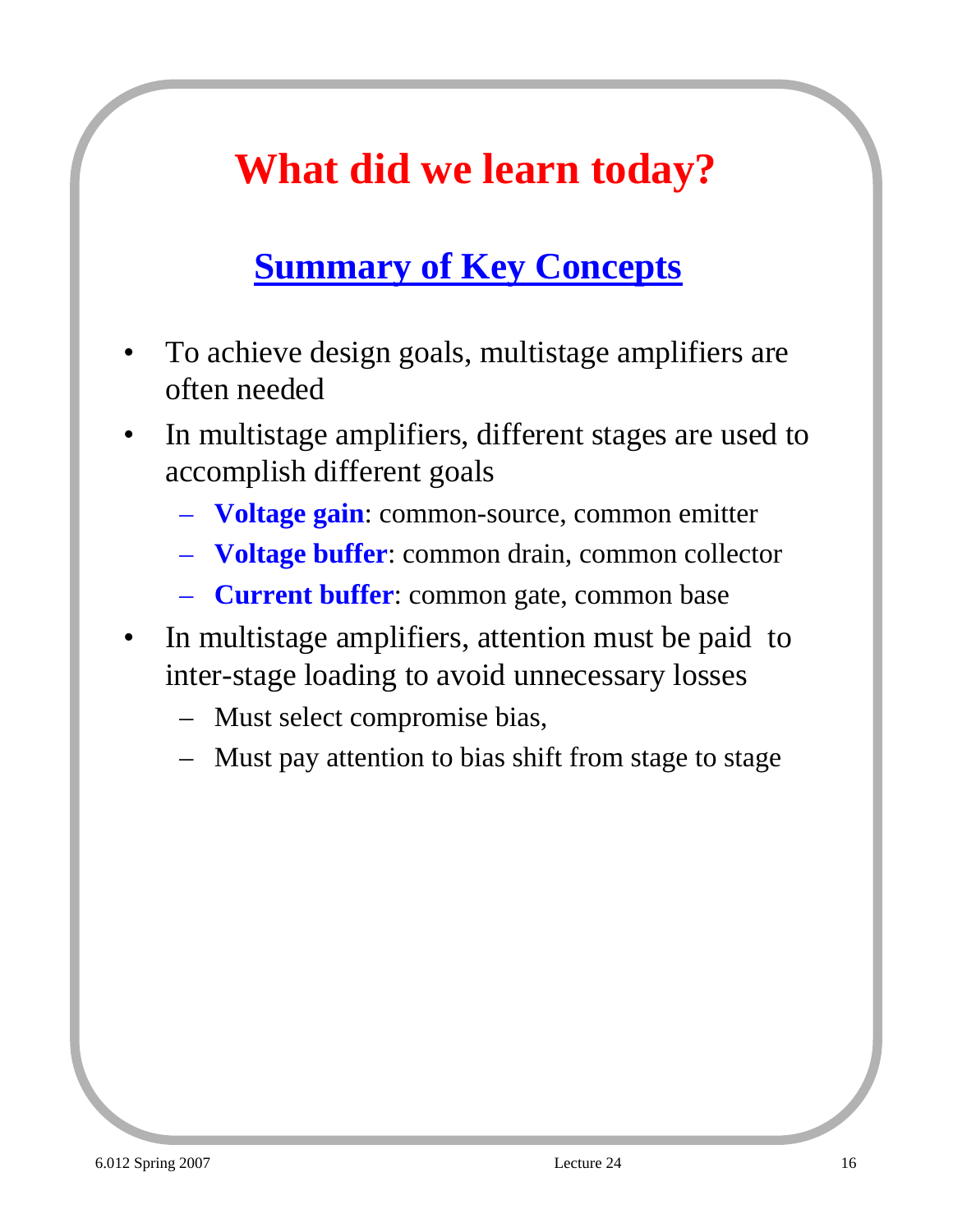# What did we learn today?

## Summary of Key Concepts

- To achieve design goals, multistage amplifiers are often needed
- In multistage amplifiers, different stages are used to accomplish different goals
  - **Voltage gain**: common-source, common emitter
  - **Voltage buffer**: common drain, common collector
  - **Current buffer**: common gate, common base
- In multistage amplifiers, attention must be paid to inter-stage loading to avoid unnecessary losses
  - Must select compromise bias,
  - Must pay attention to bias shift from stage to stage